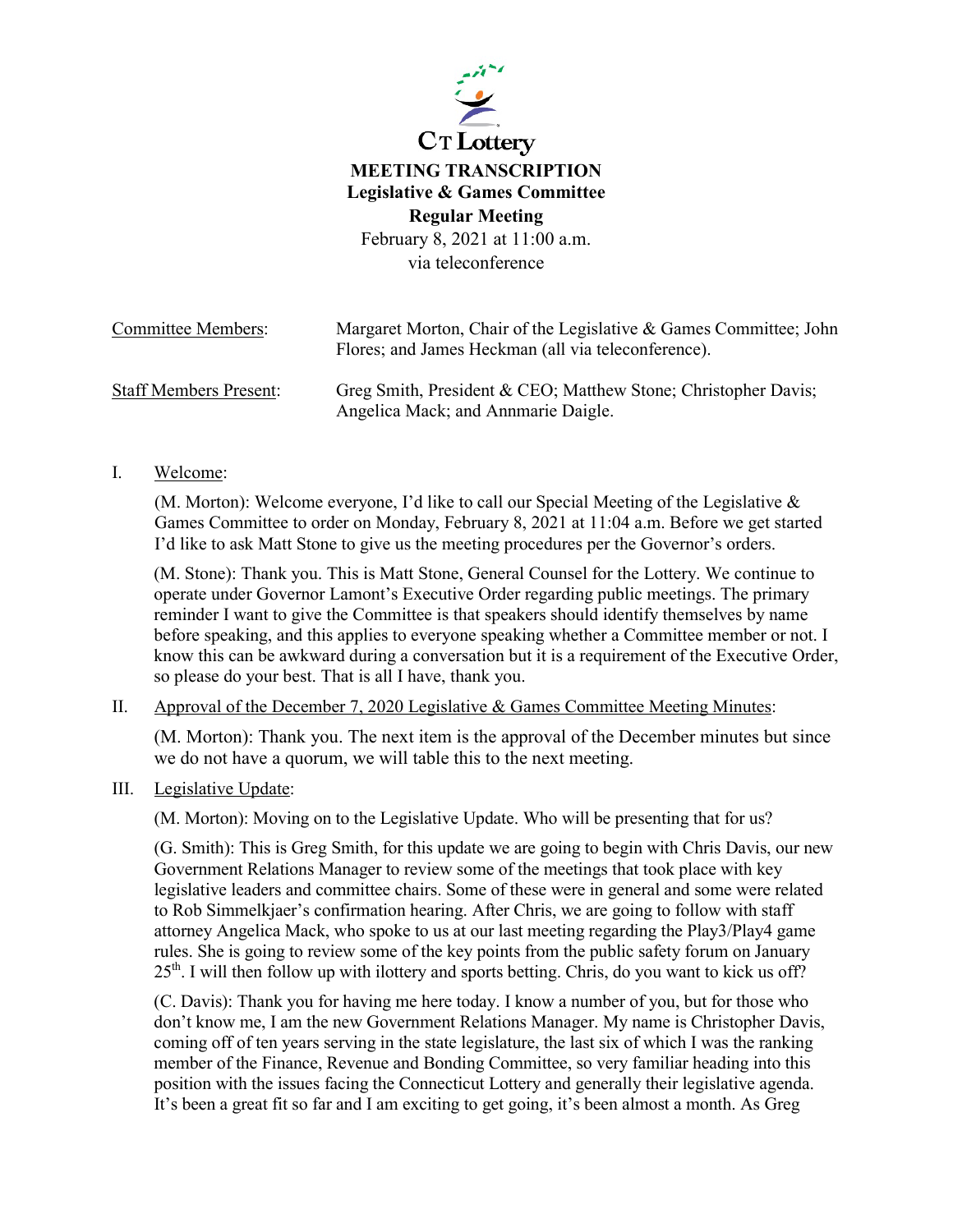CT Lottery

**MEETING TRANSCRIPTION**
**Legislative & Games Committee**
**Regular Meeting**
February 8, 2021 at 11:00 a.m.
via teleconference

Committee Members: Margaret Morton, Chair of the Legislative & Games Committee; John Flores; and James Heckman (all via teleconference).

Staff Members Present: Greg Smith, President & CEO; Matthew Stone; Christopher Davis; Angelica Mack; and Annmarie Daigle.

I. Welcome:

(M. Morton): Welcome everyone, I'd like to call our Special Meeting of the Legislative & Games Committee to order on Monday, February 8, 2021 at 11:04 a.m. Before we get started I'd like to ask Matt Stone to give us the meeting procedures per the Governor's orders.

(M. Stone): Thank you. This is Matt Stone, General Counsel for the Lottery. We continue to operate under Governor Lamont's Executive Order regarding public meetings. The primary reminder I want to give the Committee is that speakers should identify themselves by name before speaking, and this applies to everyone speaking whether a Committee member or not. I know this can be awkward during a conversation but it is a requirement of the Executive Order, so please do your best. That is all I have, thank you.

II. Approval of the December 7, 2020 Legislative & Games Committee Meeting Minutes:

(M. Morton): Thank you. The next item is the approval of the December minutes but since we do not have a quorum, we will table this to the next meeting.

III. Legislative Update:

(M. Morton): Moving on to the Legislative Update. Who will be presenting that for us?

(G. Smith): This is Greg Smith, for this update we are going to begin with Chris Davis, our new Government Relations Manager to review some of the meetings that took place with key legislative leaders and committee chairs. Some of these were in general and some were related to Rob Simmelkjaer's confirmation hearing. After Chris, we are going to follow with staff attorney Angelica Mack, who spoke to us at our last meeting regarding the Play3/Play4 game rules. She is going to review some of the key points from the public safety forum on January 25th. I will then follow up with ilottery and sports betting. Chris, do you want to kick us off?

(C. Davis): Thank you for having me here today. I know a number of you, but for those who don't know me, I am the new Government Relations Manager. My name is Christopher Davis, coming off of ten years serving in the state legislature, the last six of which I was the ranking member of the Finance, Revenue and Bonding Committee, so very familiar heading into this position with the issues facing the Connecticut Lottery and generally their legislative agenda. It's been a great fit so far and I am exciting to get going, it's been almost a month. As Greg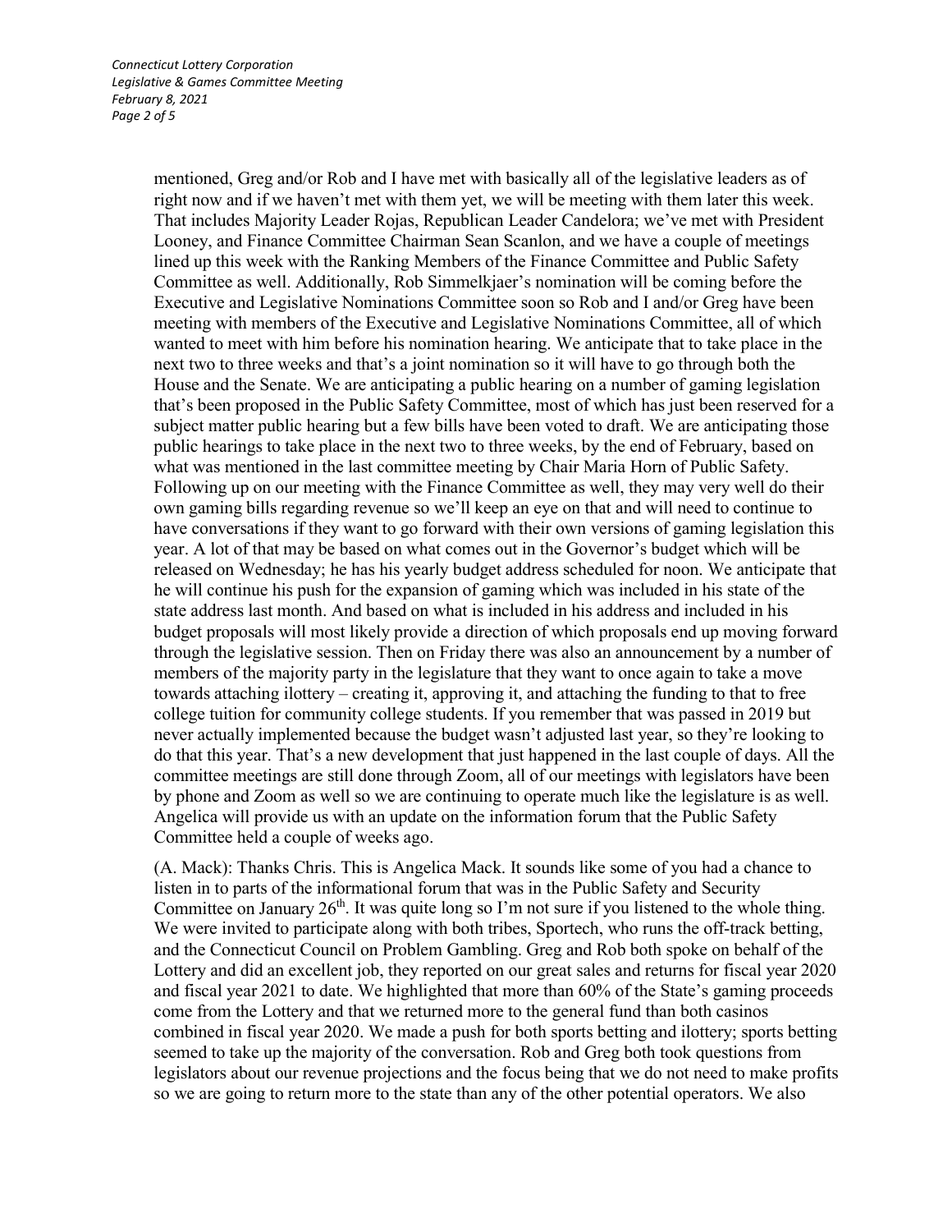mentioned, Greg and/or Rob and I have met with basically all of the legislative leaders as of right now and if we haven't met with them yet, we will be meeting with them later this week. That includes Majority Leader Rojas, Republican Leader Candelora; we've met with President Looney, and Finance Committee Chairman Sean Scanlon, and we have a couple of meetings lined up this week with the Ranking Members of the Finance Committee and Public Safety Committee as well. Additionally, Rob Simmelkjaer's nomination will be coming before the Executive and Legislative Nominations Committee soon so Rob and I and/or Greg have been meeting with members of the Executive and Legislative Nominations Committee, all of which wanted to meet with him before his nomination hearing. We anticipate that to take place in the next two to three weeks and that's a joint nomination so it will have to go through both the House and the Senate. We are anticipating a public hearing on a number of gaming legislation that's been proposed in the Public Safety Committee, most of which has just been reserved for a subject matter public hearing but a few bills have been voted to draft. We are anticipating those public hearings to take place in the next two to three weeks, by the end of February, based on what was mentioned in the last committee meeting by Chair Maria Horn of Public Safety. Following up on our meeting with the Finance Committee as well, they may very well do their own gaming bills regarding revenue so we'll keep an eye on that and will need to continue to have conversations if they want to go forward with their own versions of gaming legislation this year. A lot of that may be based on what comes out in the Governor's budget which will be released on Wednesday; he has his yearly budget address scheduled for noon. We anticipate that he will continue his push for the expansion of gaming which was included in his state of the state address last month. And based on what is included in his address and included in his budget proposals will most likely provide a direction of which proposals end up moving forward through the legislative session. Then on Friday there was also an announcement by a number of members of the majority party in the legislature that they want to once again to take a move towards attaching ilottery – creating it, approving it, and attaching the funding to that to free college tuition for community college students. If you remember that was passed in 2019 but never actually implemented because the budget wasn't adjusted last year, so they're looking to do that this year. That's a new development that just happened in the last couple of days. All the committee meetings are still done through Zoom, all of our meetings with legislators have been by phone and Zoom as well so we are continuing to operate much like the legislature is as well. Angelica will provide us with an update on the information forum that the Public Safety Committee held a couple of weeks ago.

(A. Mack): Thanks Chris. This is Angelica Mack. It sounds like some of you had a chance to listen in to parts of the informational forum that was in the Public Safety and Security Committee on January 26th. It was quite long so I'm not sure if you listened to the whole thing. We were invited to participate along with both tribes, Sportech, who runs the off-track betting, and the Connecticut Council on Problem Gambling. Greg and Rob both spoke on behalf of the Lottery and did an excellent job, they reported on our great sales and returns for fiscal year 2020 and fiscal year 2021 to date. We highlighted that more than 60% of the State's gaming proceeds come from the Lottery and that we returned more to the general fund than both casinos combined in fiscal year 2020. We made a push for both sports betting and ilottery; sports betting seemed to take up the majority of the conversation. Rob and Greg both took questions from legislators about our revenue projections and the focus being that we do not need to make profits so we are going to return more to the state than any of the other potential operators. We also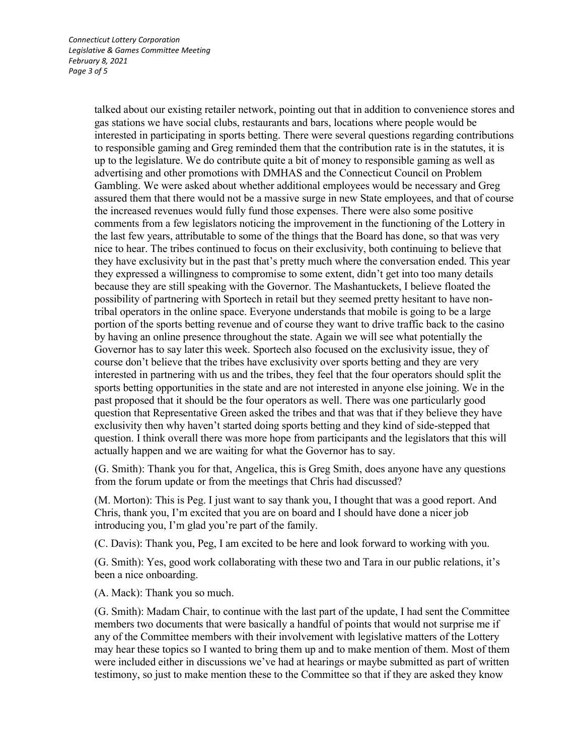talked about our existing retailer network, pointing out that in addition to convenience stores and gas stations we have social clubs, restaurants and bars, locations where people would be interested in participating in sports betting. There were several questions regarding contributions to responsible gaming and Greg reminded them that the contribution rate is in the statutes, it is up to the legislature. We do contribute quite a bit of money to responsible gaming as well as advertising and other promotions with DMHAS and the Connecticut Council on Problem Gambling. We were asked about whether additional employees would be necessary and Greg assured them that there would not be a massive surge in new State employees, and that of course the increased revenues would fully fund those expenses. There were also some positive comments from a few legislators noticing the improvement in the functioning of the Lottery in the last few years, attributable to some of the things that the Board has done, so that was very nice to hear. The tribes continued to focus on their exclusivity, both continuing to believe that they have exclusivity but in the past that's pretty much where the conversation ended. This year they expressed a willingness to compromise to some extent, didn't get into too many details because they are still speaking with the Governor. The Mashantuckets, I believe floated the possibility of partnering with Sportech in retail but they seemed pretty hesitant to have non-tribal operators in the online space. Everyone understands that mobile is going to be a large portion of the sports betting revenue and of course they want to drive traffic back to the casino by having an online presence throughout the state. Again we will see what potentially the Governor has to say later this week. Sportech also focused on the exclusivity issue, they of course don't believe that the tribes have exclusivity over sports betting and they are very interested in partnering with us and the tribes, they feel that the four operators should split the sports betting opportunities in the state and are not interested in anyone else joining. We in the past proposed that it should be the four operators as well. There was one particularly good question that Representative Green asked the tribes and that was that if they believe they have exclusivity then why haven't started doing sports betting and they kind of side-stepped that question. I think overall there was more hope from participants and the legislators that this will actually happen and we are waiting for what the Governor has to say.

(G. Smith): Thank you for that, Angelica, this is Greg Smith, does anyone have any questions from the forum update or from the meetings that Chris had discussed?

(M. Morton): This is Peg. I just want to say thank you, I thought that was a good report. And Chris, thank you, I'm excited that you are on board and I should have done a nicer job introducing you, I'm glad you're part of the family.

(C. Davis): Thank you, Peg, I am excited to be here and look forward to working with you.

(G. Smith): Yes, good work collaborating with these two and Tara in our public relations, it's been a nice onboarding.

(A. Mack): Thank you so much.

(G. Smith): Madam Chair, to continue with the last part of the update, I had sent the Committee members two documents that were basically a handful of points that would not surprise me if any of the Committee members with their involvement with legislative matters of the Lottery may hear these topics so I wanted to bring them up and to make mention of them. Most of them were included either in discussions we've had at hearings or maybe submitted as part of written testimony, so just to make mention these to the Committee so that if they are asked they know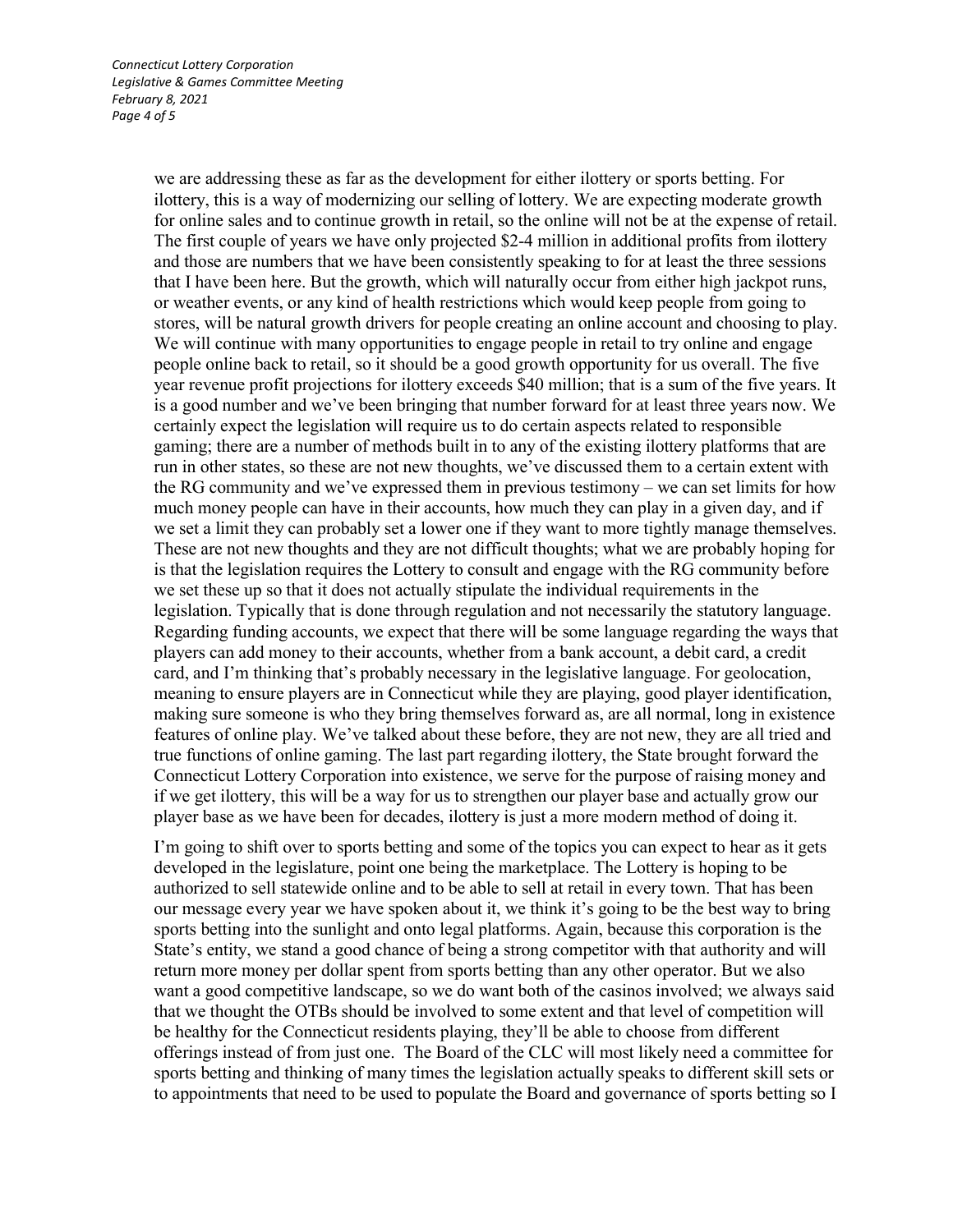we are addressing these as far as the development for either ilottery or sports betting. For ilottery, this is a way of modernizing our selling of lottery. We are expecting moderate growth for online sales and to continue growth in retail, so the online will not be at the expense of retail. The first couple of years we have only projected $2-4 million in additional profits from ilottery and those are numbers that we have been consistently speaking to for at least the three sessions that I have been here. But the growth, which will naturally occur from either high jackpot runs, or weather events, or any kind of health restrictions which would keep people from going to stores, will be natural growth drivers for people creating an online account and choosing to play. We will continue with many opportunities to engage people in retail to try online and engage people online back to retail, so it should be a good growth opportunity for us overall. The five year revenue profit projections for ilottery exceeds $40 million; that is a sum of the five years. It is a good number and we've been bringing that number forward for at least three years now. We certainly expect the legislation will require us to do certain aspects related to responsible gaming; there are a number of methods built in to any of the existing ilottery platforms that are run in other states, so these are not new thoughts, we've discussed them to a certain extent with the RG community and we've expressed them in previous testimony – we can set limits for how much money people can have in their accounts, how much they can play in a given day, and if we set a limit they can probably set a lower one if they want to more tightly manage themselves. These are not new thoughts and they are not difficult thoughts; what we are probably hoping for is that the legislation requires the Lottery to consult and engage with the RG community before we set these up so that it does not actually stipulate the individual requirements in the legislation. Typically that is done through regulation and not necessarily the statutory language. Regarding funding accounts, we expect that there will be some language regarding the ways that players can add money to their accounts, whether from a bank account, a debit card, a credit card, and I'm thinking that's probably necessary in the legislative language. For geolocation, meaning to ensure players are in Connecticut while they are playing, good player identification, making sure someone is who they bring themselves forward as, are all normal, long in existence features of online play. We've talked about these before, they are not new, they are all tried and true functions of online gaming. The last part regarding ilottery, the State brought forward the Connecticut Lottery Corporation into existence, we serve for the purpose of raising money and if we get ilottery, this will be a way for us to strengthen our player base and actually grow our player base as we have been for decades, ilottery is just a more modern method of doing it.

I'm going to shift over to sports betting and some of the topics you can expect to hear as it gets developed in the legislature, point one being the marketplace. The Lottery is hoping to be authorized to sell statewide online and to be able to sell at retail in every town. That has been our message every year we have spoken about it, we think it's going to be the best way to bring sports betting into the sunlight and onto legal platforms. Again, because this corporation is the State's entity, we stand a good chance of being a strong competitor with that authority and will return more money per dollar spent from sports betting than any other operator. But we also want a good competitive landscape, so we do want both of the casinos involved; we always said that we thought the OTBs should be involved to some extent and that level of competition will be healthy for the Connecticut residents playing, they'll be able to choose from different offerings instead of from just one. The Board of the CLC will most likely need a committee for sports betting and thinking of many times the legislation actually speaks to different skill sets or to appointments that need to be used to populate the Board and governance of sports betting so I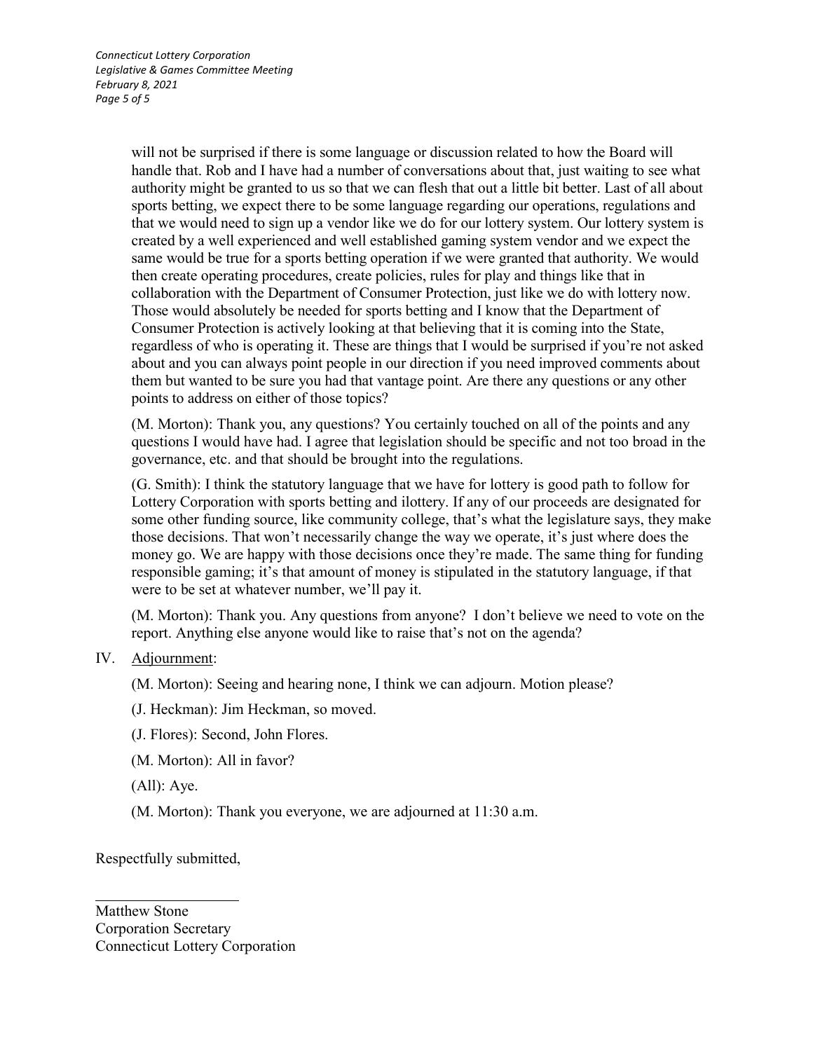will not be surprised if there is some language or discussion related to how the Board will handle that. Rob and I have had a number of conversations about that, just waiting to see what authority might be granted to us so that we can flesh that out a little bit better. Last of all about sports betting, we expect there to be some language regarding our operations, regulations and that we would need to sign up a vendor like we do for our lottery system. Our lottery system is created by a well experienced and well established gaming system vendor and we expect the same would be true for a sports betting operation if we were granted that authority. We would then create operating procedures, create policies, rules for play and things like that in collaboration with the Department of Consumer Protection, just like we do with lottery now. Those would absolutely be needed for sports betting and I know that the Department of Consumer Protection is actively looking at that believing that it is coming into the State, regardless of who is operating it. These are things that I would be surprised if you're not asked about and you can always point people in our direction if you need improved comments about them but wanted to be sure you had that vantage point. Are there any questions or any other points to address on either of those topics?

(M. Morton): Thank you, any questions? You certainly touched on all of the points and any questions I would have had. I agree that legislation should be specific and not too broad in the governance, etc. and that should be brought into the regulations.

(G. Smith): I think the statutory language that we have for lottery is good path to follow for Lottery Corporation with sports betting and ilottery. If any of our proceeds are designated for some other funding source, like community college, that's what the legislature says, they make those decisions. That won't necessarily change the way we operate, it's just where does the money go. We are happy with those decisions once they're made. The same thing for funding responsible gaming; it's that amount of money is stipulated in the statutory language, if that were to be set at whatever number, we'll pay it.

(M. Morton): Thank you. Any questions from anyone? I don't believe we need to vote on the report. Anything else anyone would like to raise that's not on the agenda?

IV. <u>Adjournment</u>:

(M. Morton): Seeing and hearing none, I think we can adjourn. Motion please?

(J. Heckman): Jim Heckman, so moved.

(J. Flores): Second, John Flores.

(M. Morton): All in favor?

(All): Aye.

(M. Morton): Thank you everyone, we are adjourned at 11:30 a.m.

Respectfully submitted,

\_\_\_\_\_\_\_\_\_\_\_\_\_\_\_\_\_\_\_\_

Matthew Stone
Corporation Secretary
Connecticut Lottery Corporation